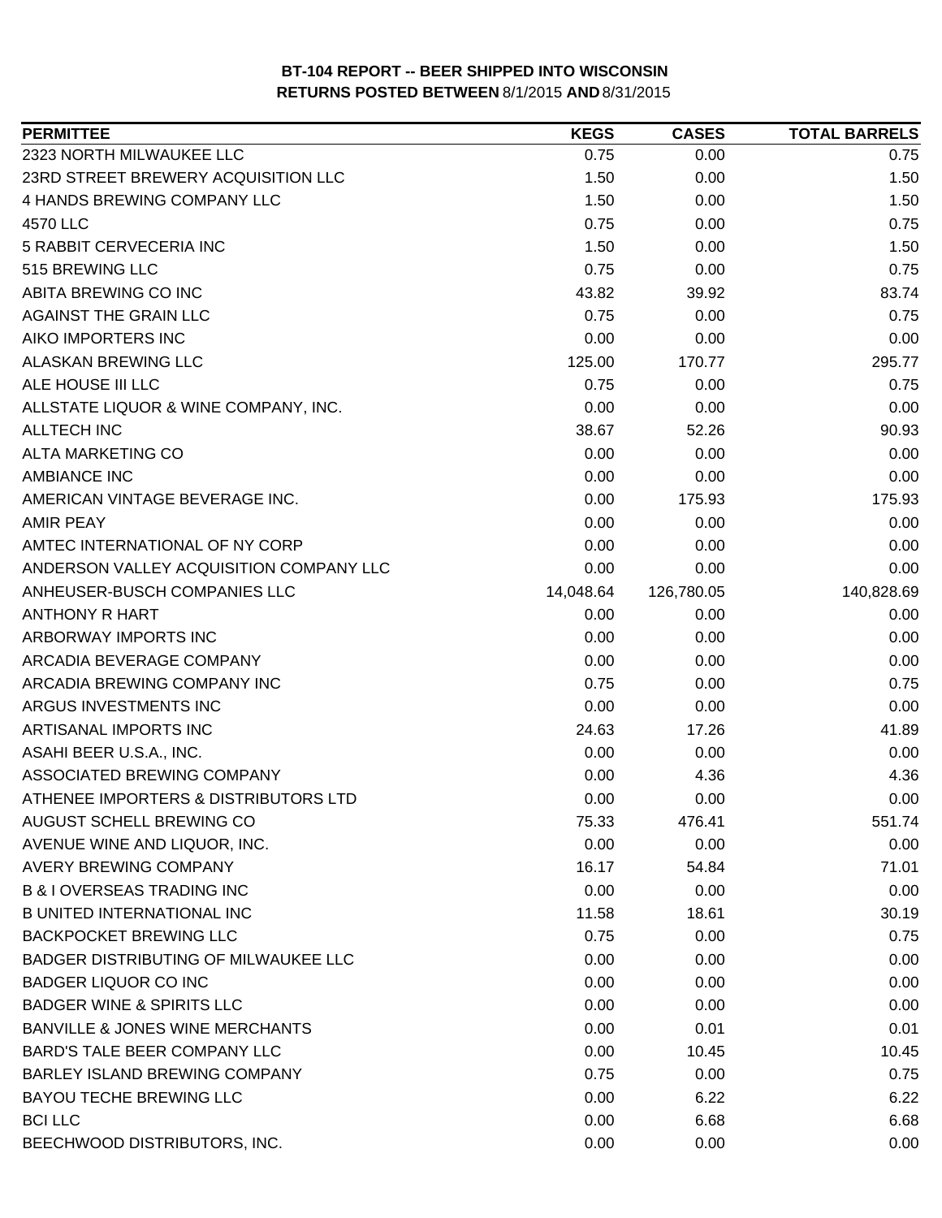**BT-104 REPORT -- BEER SHIPPED INTO WISCONSIN**
**RETURNS POSTED BETWEEN** 8/1/2015 **AND** 8/31/2015

| PERMITTEE | KEGS | CASES | TOTAL BARRELS |
|---|---|---|---|
| 2323 NORTH MILWAUKEE LLC | 0.75 | 0.00 | 0.75 |
| 23RD STREET BREWERY ACQUISITION LLC | 1.50 | 0.00 | 1.50 |
| 4 HANDS BREWING COMPANY LLC | 1.50 | 0.00 | 1.50 |
| 4570 LLC | 0.75 | 0.00 | 0.75 |
| 5 RABBIT CERVECERIA INC | 1.50 | 0.00 | 1.50 |
| 515 BREWING LLC | 0.75 | 0.00 | 0.75 |
| ABITA BREWING CO INC | 43.82 | 39.92 | 83.74 |
| AGAINST THE GRAIN LLC | 0.75 | 0.00 | 0.75 |
| AIKO IMPORTERS INC | 0.00 | 0.00 | 0.00 |
| ALASKAN BREWING LLC | 125.00 | 170.77 | 295.77 |
| ALE HOUSE III LLC | 0.75 | 0.00 | 0.75 |
| ALLSTATE LIQUOR & WINE COMPANY, INC. | 0.00 | 0.00 | 0.00 |
| ALLTECH INC | 38.67 | 52.26 | 90.93 |
| ALTA MARKETING CO | 0.00 | 0.00 | 0.00 |
| AMBIANCE INC | 0.00 | 0.00 | 0.00 |
| AMERICAN VINTAGE BEVERAGE INC. | 0.00 | 175.93 | 175.93 |
| AMIR PEAY | 0.00 | 0.00 | 0.00 |
| AMTEC INTERNATIONAL OF NY CORP | 0.00 | 0.00 | 0.00 |
| ANDERSON VALLEY ACQUISITION COMPANY LLC | 0.00 | 0.00 | 0.00 |
| ANHEUSER-BUSCH COMPANIES LLC | 14,048.64 | 126,780.05 | 140,828.69 |
| ANTHONY R HART | 0.00 | 0.00 | 0.00 |
| ARBORWAY IMPORTS INC | 0.00 | 0.00 | 0.00 |
| ARCADIA BEVERAGE COMPANY | 0.00 | 0.00 | 0.00 |
| ARCADIA BREWING COMPANY INC | 0.75 | 0.00 | 0.75 |
| ARGUS INVESTMENTS INC | 0.00 | 0.00 | 0.00 |
| ARTISANAL IMPORTS INC | 24.63 | 17.26 | 41.89 |
| ASAHI BEER U.S.A., INC. | 0.00 | 0.00 | 0.00 |
| ASSOCIATED BREWING COMPANY | 0.00 | 4.36 | 4.36 |
| ATHENEE IMPORTERS & DISTRIBUTORS LTD | 0.00 | 0.00 | 0.00 |
| AUGUST SCHELL BREWING CO | 75.33 | 476.41 | 551.74 |
| AVENUE WINE AND LIQUOR, INC. | 0.00 | 0.00 | 0.00 |
| AVERY BREWING COMPANY | 16.17 | 54.84 | 71.01 |
| B & I OVERSEAS TRADING INC | 0.00 | 0.00 | 0.00 |
| B UNITED INTERNATIONAL INC | 11.58 | 18.61 | 30.19 |
| BACKPOCKET BREWING LLC | 0.75 | 0.00 | 0.75 |
| BADGER DISTRIBUTING OF MILWAUKEE LLC | 0.00 | 0.00 | 0.00 |
| BADGER LIQUOR CO INC | 0.00 | 0.00 | 0.00 |
| BADGER WINE & SPIRITS LLC | 0.00 | 0.00 | 0.00 |
| BANVILLE & JONES WINE MERCHANTS | 0.00 | 0.01 | 0.01 |
| BARD'S TALE BEER COMPANY LLC | 0.00 | 10.45 | 10.45 |
| BARLEY ISLAND BREWING COMPANY | 0.75 | 0.00 | 0.75 |
| BAYOU TECHE BREWING LLC | 0.00 | 6.22 | 6.22 |
| BCI LLC | 0.00 | 6.68 | 6.68 |
| BEECHWOOD DISTRIBUTORS, INC. | 0.00 | 0.00 | 0.00 |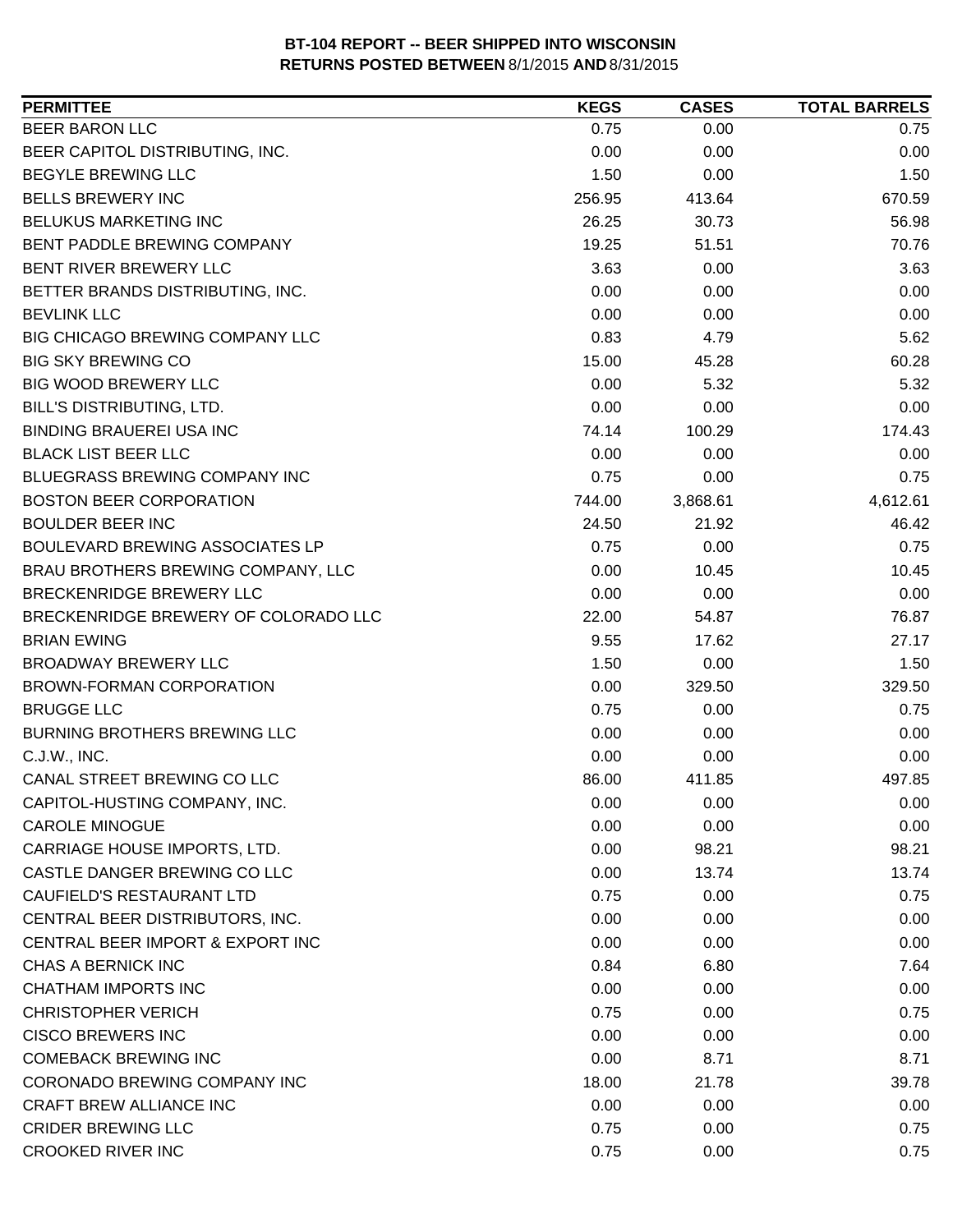**BT-104 REPORT -- BEER SHIPPED INTO WISCONSIN**
**RETURNS POSTED BETWEEN** 8/1/2015 **AND** 8/31/2015

| PERMITTEE | KEGS | CASES | TOTAL BARRELS |
|---|---|---|---|
| BEER BARON LLC | 0.75 | 0.00 | 0.75 |
| BEER CAPITOL DISTRIBUTING, INC. | 0.00 | 0.00 | 0.00 |
| BEGYLE BREWING LLC | 1.50 | 0.00 | 1.50 |
| BELLS BREWERY INC | 256.95 | 413.64 | 670.59 |
| BELUKUS MARKETING INC | 26.25 | 30.73 | 56.98 |
| BENT PADDLE BREWING COMPANY | 19.25 | 51.51 | 70.76 |
| BENT RIVER BREWERY LLC | 3.63 | 0.00 | 3.63 |
| BETTER BRANDS DISTRIBUTING, INC. | 0.00 | 0.00 | 0.00 |
| BEVLINK LLC | 0.00 | 0.00 | 0.00 |
| BIG CHICAGO BREWING COMPANY LLC | 0.83 | 4.79 | 5.62 |
| BIG SKY BREWING CO | 15.00 | 45.28 | 60.28 |
| BIG WOOD BREWERY LLC | 0.00 | 5.32 | 5.32 |
| BILL'S DISTRIBUTING, LTD. | 0.00 | 0.00 | 0.00 |
| BINDING BRAUEREI USA INC | 74.14 | 100.29 | 174.43 |
| BLACK LIST BEER LLC | 0.00 | 0.00 | 0.00 |
| BLUEGRASS BREWING COMPANY INC | 0.75 | 0.00 | 0.75 |
| BOSTON BEER CORPORATION | 744.00 | 3,868.61 | 4,612.61 |
| BOULDER BEER INC | 24.50 | 21.92 | 46.42 |
| BOULEVARD BREWING ASSOCIATES LP | 0.75 | 0.00 | 0.75 |
| BRAU BROTHERS BREWING COMPANY, LLC | 0.00 | 10.45 | 10.45 |
| BRECKENRIDGE BREWERY LLC | 0.00 | 0.00 | 0.00 |
| BRECKENRIDGE BREWERY OF COLORADO LLC | 22.00 | 54.87 | 76.87 |
| BRIAN EWING | 9.55 | 17.62 | 27.17 |
| BROADWAY BREWERY LLC | 1.50 | 0.00 | 1.50 |
| BROWN-FORMAN CORPORATION | 0.00 | 329.50 | 329.50 |
| BRUGGE LLC | 0.75 | 0.00 | 0.75 |
| BURNING BROTHERS BREWING LLC | 0.00 | 0.00 | 0.00 |
| C.J.W., INC. | 0.00 | 0.00 | 0.00 |
| CANAL STREET BREWING CO LLC | 86.00 | 411.85 | 497.85 |
| CAPITOL-HUSTING COMPANY, INC. | 0.00 | 0.00 | 0.00 |
| CAROLE MINOGUE | 0.00 | 0.00 | 0.00 |
| CARRIAGE HOUSE IMPORTS, LTD. | 0.00 | 98.21 | 98.21 |
| CASTLE DANGER BREWING CO LLC | 0.00 | 13.74 | 13.74 |
| CAUFIELD'S RESTAURANT LTD | 0.75 | 0.00 | 0.75 |
| CENTRAL BEER DISTRIBUTORS, INC. | 0.00 | 0.00 | 0.00 |
| CENTRAL BEER IMPORT & EXPORT INC | 0.00 | 0.00 | 0.00 |
| CHAS A BERNICK INC | 0.84 | 6.80 | 7.64 |
| CHATHAM IMPORTS INC | 0.00 | 0.00 | 0.00 |
| CHRISTOPHER VERICH | 0.75 | 0.00 | 0.75 |
| CISCO BREWERS INC | 0.00 | 0.00 | 0.00 |
| COMEBACK BREWING INC | 0.00 | 8.71 | 8.71 |
| CORONADO BREWING COMPANY INC | 18.00 | 21.78 | 39.78 |
| CRAFT BREW ALLIANCE INC | 0.00 | 0.00 | 0.00 |
| CRIDER BREWING LLC | 0.75 | 0.00 | 0.75 |
| CROOKED RIVER INC | 0.75 | 0.00 | 0.75 |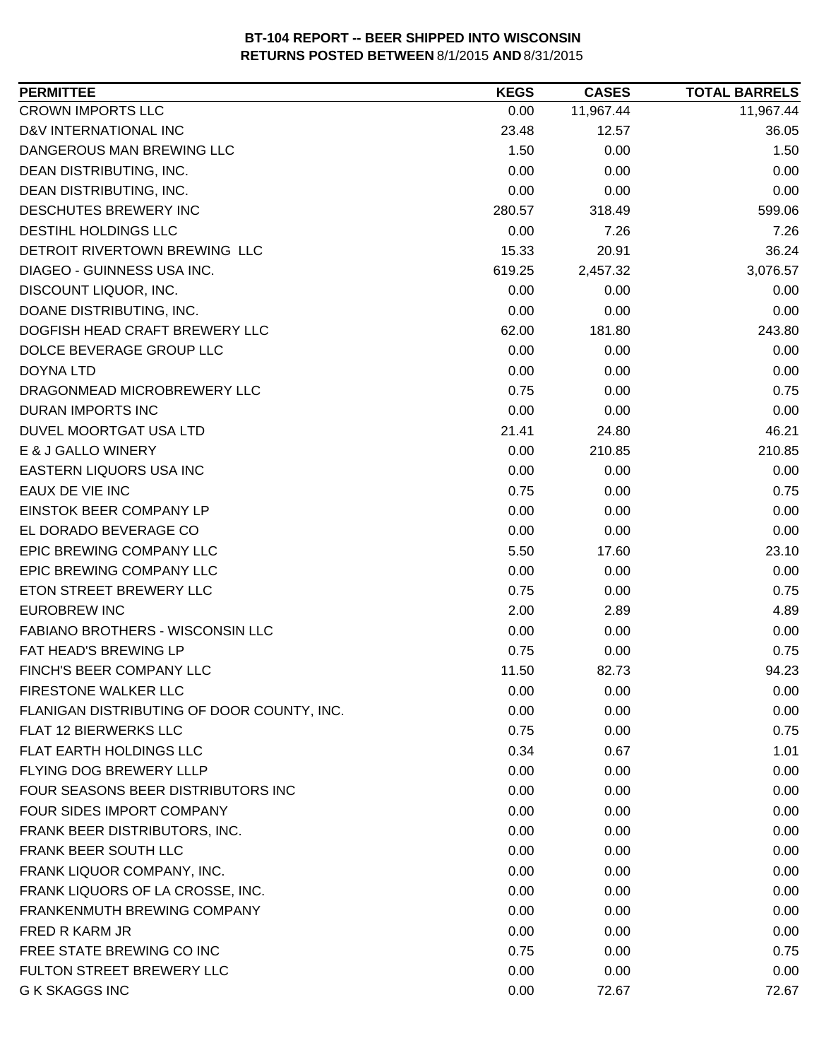**BT-104 REPORT -- BEER SHIPPED INTO WISCONSIN**
**RETURNS POSTED BETWEEN 8/1/2015 AND 8/31/2015**

| PERMITTEE | KEGS | CASES | TOTAL BARRELS |
|---|---|---|---|
| CROWN IMPORTS LLC | 0.00 | 11,967.44 | 11,967.44 |
| D&V INTERNATIONAL INC | 23.48 | 12.57 | 36.05 |
| DANGEROUS MAN BREWING LLC | 1.50 | 0.00 | 1.50 |
| DEAN DISTRIBUTING, INC. | 0.00 | 0.00 | 0.00 |
| DEAN DISTRIBUTING, INC. | 0.00 | 0.00 | 0.00 |
| DESCHUTES BREWERY INC | 280.57 | 318.49 | 599.06 |
| DESTIHL HOLDINGS LLC | 0.00 | 7.26 | 7.26 |
| DETROIT RIVERTOWN BREWING LLC | 15.33 | 20.91 | 36.24 |
| DIAGEO - GUINNESS USA INC. | 619.25 | 2,457.32 | 3,076.57 |
| DISCOUNT LIQUOR, INC. | 0.00 | 0.00 | 0.00 |
| DOANE DISTRIBUTING, INC. | 0.00 | 0.00 | 0.00 |
| DOGFISH HEAD CRAFT BREWERY LLC | 62.00 | 181.80 | 243.80 |
| DOLCE BEVERAGE GROUP LLC | 0.00 | 0.00 | 0.00 |
| DOYNA LTD | 0.00 | 0.00 | 0.00 |
| DRAGONMEAD MICROBREWERY LLC | 0.75 | 0.00 | 0.75 |
| DURAN IMPORTS INC | 0.00 | 0.00 | 0.00 |
| DUVEL MOORTGAT USA LTD | 21.41 | 24.80 | 46.21 |
| E & J GALLO WINERY | 0.00 | 210.85 | 210.85 |
| EASTERN LIQUORS USA INC | 0.00 | 0.00 | 0.00 |
| EAUX DE VIE INC | 0.75 | 0.00 | 0.75 |
| EINSTOK BEER COMPANY LP | 0.00 | 0.00 | 0.00 |
| EL DORADO BEVERAGE CO | 0.00 | 0.00 | 0.00 |
| EPIC BREWING COMPANY LLC | 5.50 | 17.60 | 23.10 |
| EPIC BREWING COMPANY LLC | 0.00 | 0.00 | 0.00 |
| ETON STREET BREWERY LLC | 0.75 | 0.00 | 0.75 |
| EUROBREW INC | 2.00 | 2.89 | 4.89 |
| FABIANO BROTHERS - WISCONSIN LLC | 0.00 | 0.00 | 0.00 |
| FAT HEAD'S BREWING LP | 0.75 | 0.00 | 0.75 |
| FINCH'S BEER COMPANY LLC | 11.50 | 82.73 | 94.23 |
| FIRESTONE WALKER LLC | 0.00 | 0.00 | 0.00 |
| FLANIGAN DISTRIBUTING OF DOOR COUNTY, INC. | 0.00 | 0.00 | 0.00 |
| FLAT 12 BIERWERKS LLC | 0.75 | 0.00 | 0.75 |
| FLAT EARTH HOLDINGS LLC | 0.34 | 0.67 | 1.01 |
| FLYING DOG BREWERY LLLP | 0.00 | 0.00 | 0.00 |
| FOUR SEASONS BEER DISTRIBUTORS INC | 0.00 | 0.00 | 0.00 |
| FOUR SIDES IMPORT COMPANY | 0.00 | 0.00 | 0.00 |
| FRANK BEER DISTRIBUTORS, INC. | 0.00 | 0.00 | 0.00 |
| FRANK BEER SOUTH LLC | 0.00 | 0.00 | 0.00 |
| FRANK LIQUOR COMPANY, INC. | 0.00 | 0.00 | 0.00 |
| FRANK LIQUORS OF LA CROSSE, INC. | 0.00 | 0.00 | 0.00 |
| FRANKENMUTH BREWING COMPANY | 0.00 | 0.00 | 0.00 |
| FRED R KARM JR | 0.00 | 0.00 | 0.00 |
| FREE STATE BREWING CO INC | 0.75 | 0.00 | 0.75 |
| FULTON STREET BREWERY LLC | 0.00 | 0.00 | 0.00 |
| G K SKAGGS INC | 0.00 | 72.67 | 72.67 |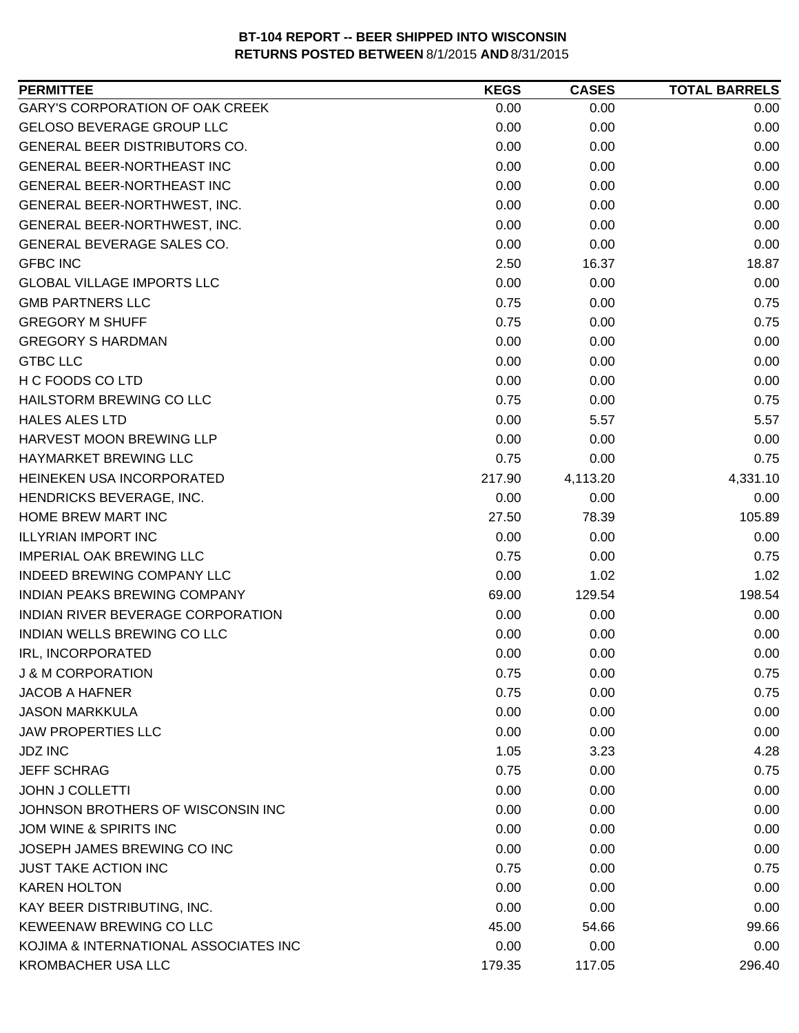**BT-104 REPORT -- BEER SHIPPED INTO WISCONSIN**
**RETURNS POSTED BETWEEN** 8/1/2015 **AND** 8/31/2015

| PERMITTEE | KEGS | CASES | TOTAL BARRELS |
|---|---|---|---|
| GARY'S CORPORATION OF OAK CREEK | 0.00 | 0.00 | 0.00 |
| GELOSO BEVERAGE GROUP LLC | 0.00 | 0.00 | 0.00 |
| GENERAL BEER DISTRIBUTORS CO. | 0.00 | 0.00 | 0.00 |
| GENERAL BEER-NORTHEAST INC | 0.00 | 0.00 | 0.00 |
| GENERAL BEER-NORTHEAST INC | 0.00 | 0.00 | 0.00 |
| GENERAL BEER-NORTHWEST, INC. | 0.00 | 0.00 | 0.00 |
| GENERAL BEER-NORTHWEST, INC. | 0.00 | 0.00 | 0.00 |
| GENERAL BEVERAGE SALES CO. | 0.00 | 0.00 | 0.00 |
| GFBC INC | 2.50 | 16.37 | 18.87 |
| GLOBAL VILLAGE IMPORTS LLC | 0.00 | 0.00 | 0.00 |
| GMB PARTNERS LLC | 0.75 | 0.00 | 0.75 |
| GREGORY M SHUFF | 0.75 | 0.00 | 0.75 |
| GREGORY S HARDMAN | 0.00 | 0.00 | 0.00 |
| GTBC LLC | 0.00 | 0.00 | 0.00 |
| H C FOODS CO LTD | 0.00 | 0.00 | 0.00 |
| HAILSTORM BREWING CO LLC | 0.75 | 0.00 | 0.75 |
| HALES ALES LTD | 0.00 | 5.57 | 5.57 |
| HARVEST MOON BREWING LLP | 0.00 | 0.00 | 0.00 |
| HAYMARKET BREWING LLC | 0.75 | 0.00 | 0.75 |
| HEINEKEN USA INCORPORATED | 217.90 | 4,113.20 | 4,331.10 |
| HENDRICKS BEVERAGE, INC. | 0.00 | 0.00 | 0.00 |
| HOME BREW MART INC | 27.50 | 78.39 | 105.89 |
| ILLYRIAN IMPORT INC | 0.00 | 0.00 | 0.00 |
| IMPERIAL OAK BREWING LLC | 0.75 | 0.00 | 0.75 |
| INDEED BREWING COMPANY LLC | 0.00 | 1.02 | 1.02 |
| INDIAN PEAKS BREWING COMPANY | 69.00 | 129.54 | 198.54 |
| INDIAN RIVER BEVERAGE CORPORATION | 0.00 | 0.00 | 0.00 |
| INDIAN WELLS BREWING CO LLC | 0.00 | 0.00 | 0.00 |
| IRL, INCORPORATED | 0.00 | 0.00 | 0.00 |
| J & M CORPORATION | 0.75 | 0.00 | 0.75 |
| JACOB A HAFNER | 0.75 | 0.00 | 0.75 |
| JASON MARKKULA | 0.00 | 0.00 | 0.00 |
| JAW PROPERTIES LLC | 0.00 | 0.00 | 0.00 |
| JDZ INC | 1.05 | 3.23 | 4.28 |
| JEFF SCHRAG | 0.75 | 0.00 | 0.75 |
| JOHN J COLLETTI | 0.00 | 0.00 | 0.00 |
| JOHNSON BROTHERS OF WISCONSIN INC | 0.00 | 0.00 | 0.00 |
| JOM WINE & SPIRITS INC | 0.00 | 0.00 | 0.00 |
| JOSEPH JAMES BREWING CO INC | 0.00 | 0.00 | 0.00 |
| JUST TAKE ACTION INC | 0.75 | 0.00 | 0.75 |
| KAREN HOLTON | 0.00 | 0.00 | 0.00 |
| KAY BEER DISTRIBUTING, INC. | 0.00 | 0.00 | 0.00 |
| KEWEENAW BREWING CO LLC | 45.00 | 54.66 | 99.66 |
| KOJIMA & INTERNATIONAL ASSOCIATES INC | 0.00 | 0.00 | 0.00 |
| KROMBACHER USA LLC | 179.35 | 117.05 | 296.40 |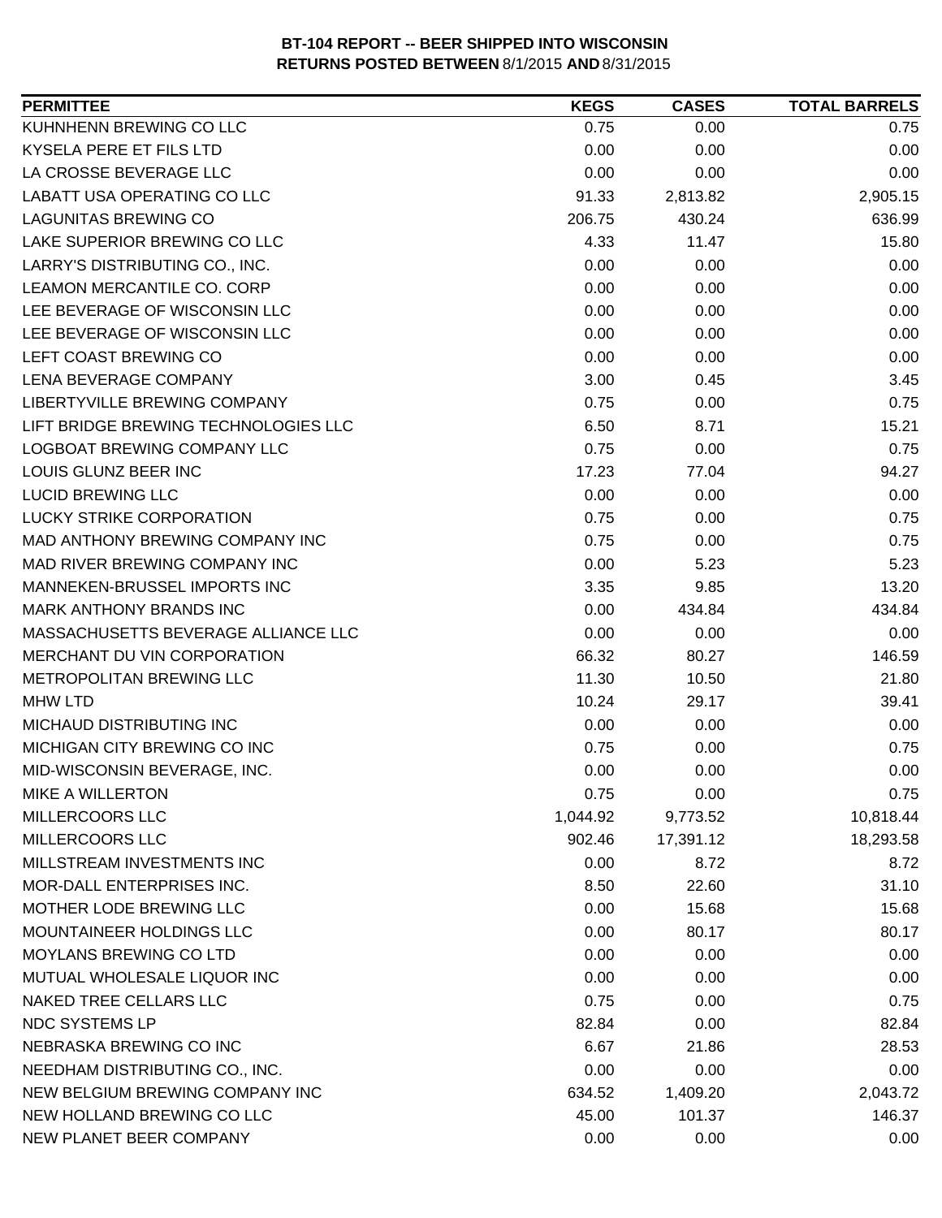**BT-104 REPORT -- BEER SHIPPED INTO WISCONSIN**
**RETURNS POSTED BETWEEN** 8/1/2015 **AND** 8/31/2015

| PERMITTEE | KEGS | CASES | TOTAL BARRELS |
|---|---|---|---|
| KUHNHENN BREWING CO LLC | 0.75 | 0.00 | 0.75 |
| KYSELA PERE ET FILS LTD | 0.00 | 0.00 | 0.00 |
| LA CROSSE BEVERAGE LLC | 0.00 | 0.00 | 0.00 |
| LABATT USA OPERATING CO LLC | 91.33 | 2,813.82 | 2,905.15 |
| LAGUNITAS BREWING CO | 206.75 | 430.24 | 636.99 |
| LAKE SUPERIOR BREWING CO LLC | 4.33 | 11.47 | 15.80 |
| LARRY'S DISTRIBUTING CO., INC. | 0.00 | 0.00 | 0.00 |
| LEAMON MERCANTILE CO. CORP | 0.00 | 0.00 | 0.00 |
| LEE BEVERAGE OF WISCONSIN LLC | 0.00 | 0.00 | 0.00 |
| LEE BEVERAGE OF WISCONSIN LLC | 0.00 | 0.00 | 0.00 |
| LEFT COAST BREWING CO | 0.00 | 0.00 | 0.00 |
| LENA BEVERAGE COMPANY | 3.00 | 0.45 | 3.45 |
| LIBERTYVILLE BREWING COMPANY | 0.75 | 0.00 | 0.75 |
| LIFT BRIDGE BREWING TECHNOLOGIES LLC | 6.50 | 8.71 | 15.21 |
| LOGBOAT BREWING COMPANY LLC | 0.75 | 0.00 | 0.75 |
| LOUIS GLUNZ BEER INC | 17.23 | 77.04 | 94.27 |
| LUCID BREWING LLC | 0.00 | 0.00 | 0.00 |
| LUCKY STRIKE CORPORATION | 0.75 | 0.00 | 0.75 |
| MAD ANTHONY BREWING COMPANY INC | 0.75 | 0.00 | 0.75 |
| MAD RIVER BREWING COMPANY INC | 0.00 | 5.23 | 5.23 |
| MANNEKEN-BRUSSEL IMPORTS INC | 3.35 | 9.85 | 13.20 |
| MARK ANTHONY BRANDS INC | 0.00 | 434.84 | 434.84 |
| MASSACHUSETTS BEVERAGE ALLIANCE LLC | 0.00 | 0.00 | 0.00 |
| MERCHANT DU VIN CORPORATION | 66.32 | 80.27 | 146.59 |
| METROPOLITAN BREWING LLC | 11.30 | 10.50 | 21.80 |
| MHW LTD | 10.24 | 29.17 | 39.41 |
| MICHAUD DISTRIBUTING INC | 0.00 | 0.00 | 0.00 |
| MICHIGAN CITY BREWING CO INC | 0.75 | 0.00 | 0.75 |
| MID-WISCONSIN BEVERAGE, INC. | 0.00 | 0.00 | 0.00 |
| MIKE A WILLERTON | 0.75 | 0.00 | 0.75 |
| MILLERCOORS LLC | 1,044.92 | 9,773.52 | 10,818.44 |
| MILLERCOORS LLC | 902.46 | 17,391.12 | 18,293.58 |
| MILLSTREAM INVESTMENTS INC | 0.00 | 8.72 | 8.72 |
| MOR-DALL ENTERPRISES INC. | 8.50 | 22.60 | 31.10 |
| MOTHER LODE BREWING LLC | 0.00 | 15.68 | 15.68 |
| MOUNTAINEER HOLDINGS LLC | 0.00 | 80.17 | 80.17 |
| MOYLANS BREWING CO LTD | 0.00 | 0.00 | 0.00 |
| MUTUAL WHOLESALE LIQUOR INC | 0.00 | 0.00 | 0.00 |
| NAKED TREE CELLARS LLC | 0.75 | 0.00 | 0.75 |
| NDC SYSTEMS LP | 82.84 | 0.00 | 82.84 |
| NEBRASKA BREWING CO INC | 6.67 | 21.86 | 28.53 |
| NEEDHAM DISTRIBUTING CO., INC. | 0.00 | 0.00 | 0.00 |
| NEW BELGIUM BREWING COMPANY INC | 634.52 | 1,409.20 | 2,043.72 |
| NEW HOLLAND BREWING CO LLC | 45.00 | 101.37 | 146.37 |
| NEW PLANET BEER COMPANY | 0.00 | 0.00 | 0.00 |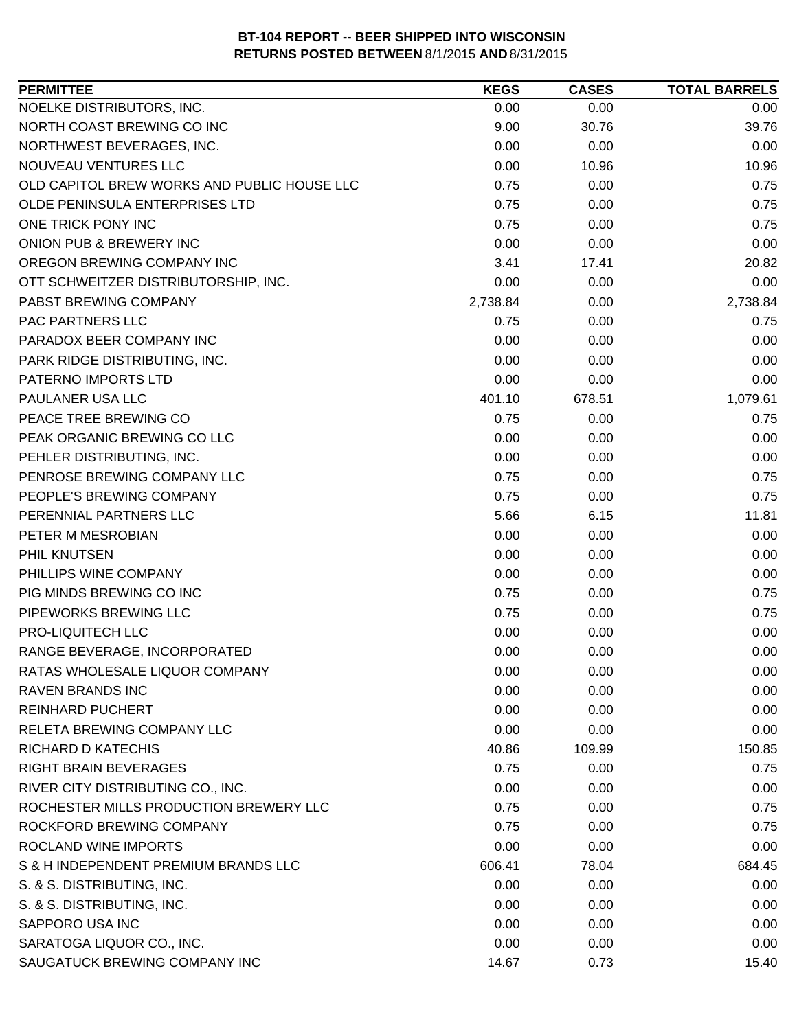**BT-104 REPORT -- BEER SHIPPED INTO WISCONSIN**
**RETURNS POSTED BETWEEN** 8/1/2015 **AND** 8/31/2015

| PERMITTEE | KEGS | CASES | TOTAL BARRELS |
|---|---|---|---|
| NOELKE DISTRIBUTORS, INC. | 0.00 | 0.00 | 0.00 |
| NORTH COAST BREWING CO INC | 9.00 | 30.76 | 39.76 |
| NORTHWEST BEVERAGES, INC. | 0.00 | 0.00 | 0.00 |
| NOUVEAU VENTURES LLC | 0.00 | 10.96 | 10.96 |
| OLD CAPITOL BREW WORKS AND PUBLIC HOUSE LLC | 0.75 | 0.00 | 0.75 |
| OLDE PENINSULA ENTERPRISES LTD | 0.75 | 0.00 | 0.75 |
| ONE TRICK PONY INC | 0.75 | 0.00 | 0.75 |
| ONION PUB & BREWERY INC | 0.00 | 0.00 | 0.00 |
| OREGON BREWING COMPANY INC | 3.41 | 17.41 | 20.82 |
| OTT SCHWEITZER DISTRIBUTORSHIP, INC. | 0.00 | 0.00 | 0.00 |
| PABST BREWING COMPANY | 2,738.84 | 0.00 | 2,738.84 |
| PAC PARTNERS LLC | 0.75 | 0.00 | 0.75 |
| PARADOX BEER COMPANY INC | 0.00 | 0.00 | 0.00 |
| PARK RIDGE DISTRIBUTING, INC. | 0.00 | 0.00 | 0.00 |
| PATERNO IMPORTS LTD | 0.00 | 0.00 | 0.00 |
| PAULANER USA LLC | 401.10 | 678.51 | 1,079.61 |
| PEACE TREE BREWING CO | 0.75 | 0.00 | 0.75 |
| PEAK ORGANIC BREWING CO LLC | 0.00 | 0.00 | 0.00 |
| PEHLER DISTRIBUTING, INC. | 0.00 | 0.00 | 0.00 |
| PENROSE BREWING COMPANY LLC | 0.75 | 0.00 | 0.75 |
| PEOPLE'S BREWING COMPANY | 0.75 | 0.00 | 0.75 |
| PERENNIAL PARTNERS LLC | 5.66 | 6.15 | 11.81 |
| PETER M MESROBIAN | 0.00 | 0.00 | 0.00 |
| PHIL KNUTSEN | 0.00 | 0.00 | 0.00 |
| PHILLIPS WINE COMPANY | 0.00 | 0.00 | 0.00 |
| PIG MINDS BREWING CO INC | 0.75 | 0.00 | 0.75 |
| PIPEWORKS BREWING LLC | 0.75 | 0.00 | 0.75 |
| PRO-LIQUITECH LLC | 0.00 | 0.00 | 0.00 |
| RANGE BEVERAGE, INCORPORATED | 0.00 | 0.00 | 0.00 |
| RATAS WHOLESALE LIQUOR COMPANY | 0.00 | 0.00 | 0.00 |
| RAVEN BRANDS INC | 0.00 | 0.00 | 0.00 |
| REINHARD PUCHERT | 0.00 | 0.00 | 0.00 |
| RELETA BREWING COMPANY LLC | 0.00 | 0.00 | 0.00 |
| RICHARD D KATECHIS | 40.86 | 109.99 | 150.85 |
| RIGHT BRAIN BEVERAGES | 0.75 | 0.00 | 0.75 |
| RIVER CITY DISTRIBUTING CO., INC. | 0.00 | 0.00 | 0.00 |
| ROCHESTER MILLS PRODUCTION BREWERY LLC | 0.75 | 0.00 | 0.75 |
| ROCKFORD BREWING COMPANY | 0.75 | 0.00 | 0.75 |
| ROCLAND WINE IMPORTS | 0.00 | 0.00 | 0.00 |
| S & H INDEPENDENT PREMIUM BRANDS LLC | 606.41 | 78.04 | 684.45 |
| S. & S. DISTRIBUTING, INC. | 0.00 | 0.00 | 0.00 |
| S. & S. DISTRIBUTING, INC. | 0.00 | 0.00 | 0.00 |
| SAPPORO USA INC | 0.00 | 0.00 | 0.00 |
| SARATOGA LIQUOR CO., INC. | 0.00 | 0.00 | 0.00 |
| SAUGATUCK BREWING COMPANY INC | 14.67 | 0.73 | 15.40 |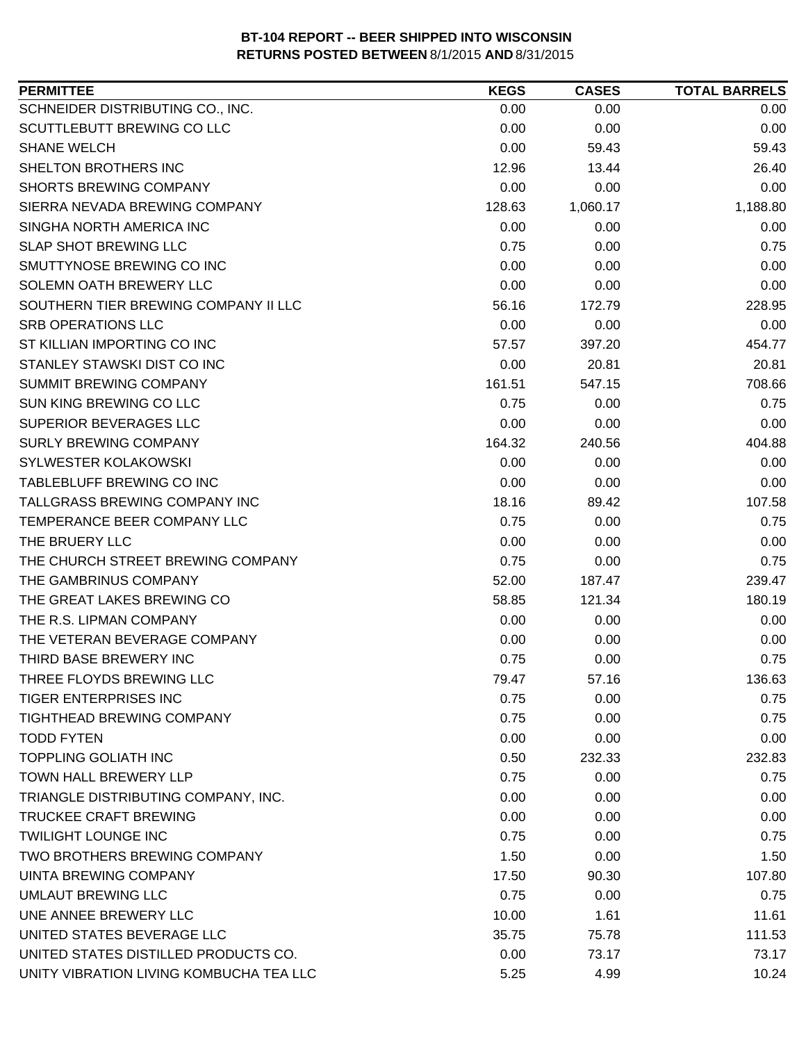**BT-104 REPORT -- BEER SHIPPED INTO WISCONSIN**
**RETURNS POSTED BETWEEN** 8/1/2015 **AND** 8/31/2015

| PERMITTEE | KEGS | CASES | TOTAL BARRELS |
|---|---|---|---|
| SCHNEIDER DISTRIBUTING CO., INC. | 0.00 | 0.00 | 0.00 |
| SCUTTLEBUTT BREWING CO LLC | 0.00 | 0.00 | 0.00 |
| SHANE WELCH | 0.00 | 59.43 | 59.43 |
| SHELTON BROTHERS INC | 12.96 | 13.44 | 26.40 |
| SHORTS BREWING COMPANY | 0.00 | 0.00 | 0.00 |
| SIERRA NEVADA BREWING COMPANY | 128.63 | 1,060.17 | 1,188.80 |
| SINGHA NORTH AMERICA INC | 0.00 | 0.00 | 0.00 |
| SLAP SHOT BREWING LLC | 0.75 | 0.00 | 0.75 |
| SMUTTYNOSE BREWING CO INC | 0.00 | 0.00 | 0.00 |
| SOLEMN OATH BREWERY LLC | 0.00 | 0.00 | 0.00 |
| SOUTHERN TIER BREWING COMPANY II LLC | 56.16 | 172.79 | 228.95 |
| SRB OPERATIONS LLC | 0.00 | 0.00 | 0.00 |
| ST KILLIAN IMPORTING CO INC | 57.57 | 397.20 | 454.77 |
| STANLEY STAWSKI DIST CO INC | 0.00 | 20.81 | 20.81 |
| SUMMIT BREWING COMPANY | 161.51 | 547.15 | 708.66 |
| SUN KING BREWING CO LLC | 0.75 | 0.00 | 0.75 |
| SUPERIOR BEVERAGES LLC | 0.00 | 0.00 | 0.00 |
| SURLY BREWING COMPANY | 164.32 | 240.56 | 404.88 |
| SYLWESTER KOLAKOWSKI | 0.00 | 0.00 | 0.00 |
| TABLEBLUFF BREWING CO INC | 0.00 | 0.00 | 0.00 |
| TALLGRASS BREWING COMPANY INC | 18.16 | 89.42 | 107.58 |
| TEMPERANCE BEER COMPANY LLC | 0.75 | 0.00 | 0.75 |
| THE BRUERY LLC | 0.00 | 0.00 | 0.00 |
| THE CHURCH STREET BREWING COMPANY | 0.75 | 0.00 | 0.75 |
| THE GAMBRINUS COMPANY | 52.00 | 187.47 | 239.47 |
| THE GREAT LAKES BREWING CO | 58.85 | 121.34 | 180.19 |
| THE R.S. LIPMAN COMPANY | 0.00 | 0.00 | 0.00 |
| THE VETERAN BEVERAGE COMPANY | 0.00 | 0.00 | 0.00 |
| THIRD BASE BREWERY INC | 0.75 | 0.00 | 0.75 |
| THREE FLOYDS BREWING LLC | 79.47 | 57.16 | 136.63 |
| TIGER ENTERPRISES INC | 0.75 | 0.00 | 0.75 |
| TIGHTHEAD BREWING COMPANY | 0.75 | 0.00 | 0.75 |
| TODD FYTEN | 0.00 | 0.00 | 0.00 |
| TOPPLING GOLIATH INC | 0.50 | 232.33 | 232.83 |
| TOWN HALL BREWERY LLP | 0.75 | 0.00 | 0.75 |
| TRIANGLE DISTRIBUTING COMPANY, INC. | 0.00 | 0.00 | 0.00 |
| TRUCKEE CRAFT BREWING | 0.00 | 0.00 | 0.00 |
| TWILIGHT LOUNGE INC | 0.75 | 0.00 | 0.75 |
| TWO BROTHERS BREWING COMPANY | 1.50 | 0.00 | 1.50 |
| UINTA BREWING COMPANY | 17.50 | 90.30 | 107.80 |
| UMLAUT BREWING LLC | 0.75 | 0.00 | 0.75 |
| UNE ANNEE BREWERY LLC | 10.00 | 1.61 | 11.61 |
| UNITED STATES BEVERAGE LLC | 35.75 | 75.78 | 111.53 |
| UNITED STATES DISTILLED PRODUCTS CO. | 0.00 | 73.17 | 73.17 |
| UNITY VIBRATION LIVING KOMBUCHA TEA LLC | 5.25 | 4.99 | 10.24 |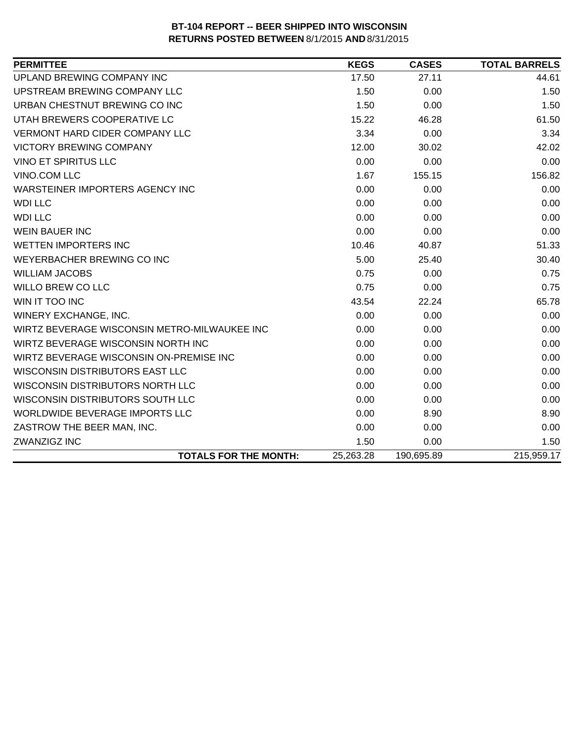**BT-104 REPORT -- BEER SHIPPED INTO WISCONSIN**
**RETURNS POSTED BETWEEN 8/1/2015 AND 8/31/2015**

| PERMITTEE | KEGS | CASES | TOTAL BARRELS |
|---|---|---|---|
| UPLAND BREWING COMPANY INC | 17.50 | 27.11 | 44.61 |
| UPSTREAM BREWING COMPANY LLC | 1.50 | 0.00 | 1.50 |
| URBAN CHESTNUT BREWING CO INC | 1.50 | 0.00 | 1.50 |
| UTAH BREWERS COOPERATIVE LC | 15.22 | 46.28 | 61.50 |
| VERMONT HARD CIDER COMPANY LLC | 3.34 | 0.00 | 3.34 |
| VICTORY BREWING COMPANY | 12.00 | 30.02 | 42.02 |
| VINO ET SPIRITUS LLC | 0.00 | 0.00 | 0.00 |
| VINO.COM LLC | 1.67 | 155.15 | 156.82 |
| WARSTEINER IMPORTERS AGENCY INC | 0.00 | 0.00 | 0.00 |
| WDI LLC | 0.00 | 0.00 | 0.00 |
| WDI LLC | 0.00 | 0.00 | 0.00 |
| WEIN BAUER INC | 0.00 | 0.00 | 0.00 |
| WETTEN IMPORTERS INC | 10.46 | 40.87 | 51.33 |
| WEYERBACHER BREWING CO INC | 5.00 | 25.40 | 30.40 |
| WILLIAM JACOBS | 0.75 | 0.00 | 0.75 |
| WILLO BREW CO LLC | 0.75 | 0.00 | 0.75 |
| WIN IT TOO INC | 43.54 | 22.24 | 65.78 |
| WINERY EXCHANGE, INC. | 0.00 | 0.00 | 0.00 |
| WIRTZ BEVERAGE WISCONSIN METRO-MILWAUKEE INC | 0.00 | 0.00 | 0.00 |
| WIRTZ BEVERAGE WISCONSIN NORTH INC | 0.00 | 0.00 | 0.00 |
| WIRTZ BEVERAGE WISCONSIN ON-PREMISE INC | 0.00 | 0.00 | 0.00 |
| WISCONSIN DISTRIBUTORS EAST LLC | 0.00 | 0.00 | 0.00 |
| WISCONSIN DISTRIBUTORS NORTH LLC | 0.00 | 0.00 | 0.00 |
| WISCONSIN DISTRIBUTORS SOUTH LLC | 0.00 | 0.00 | 0.00 |
| WORLDWIDE BEVERAGE IMPORTS LLC | 0.00 | 8.90 | 8.90 |
| ZASTROW THE BEER MAN, INC. | 0.00 | 0.00 | 0.00 |
| ZWANZIGZ INC | 1.50 | 0.00 | 1.50 |
| **TOTALS FOR THE MONTH:** | 25,263.28 | 190,695.89 | 215,959.17 |